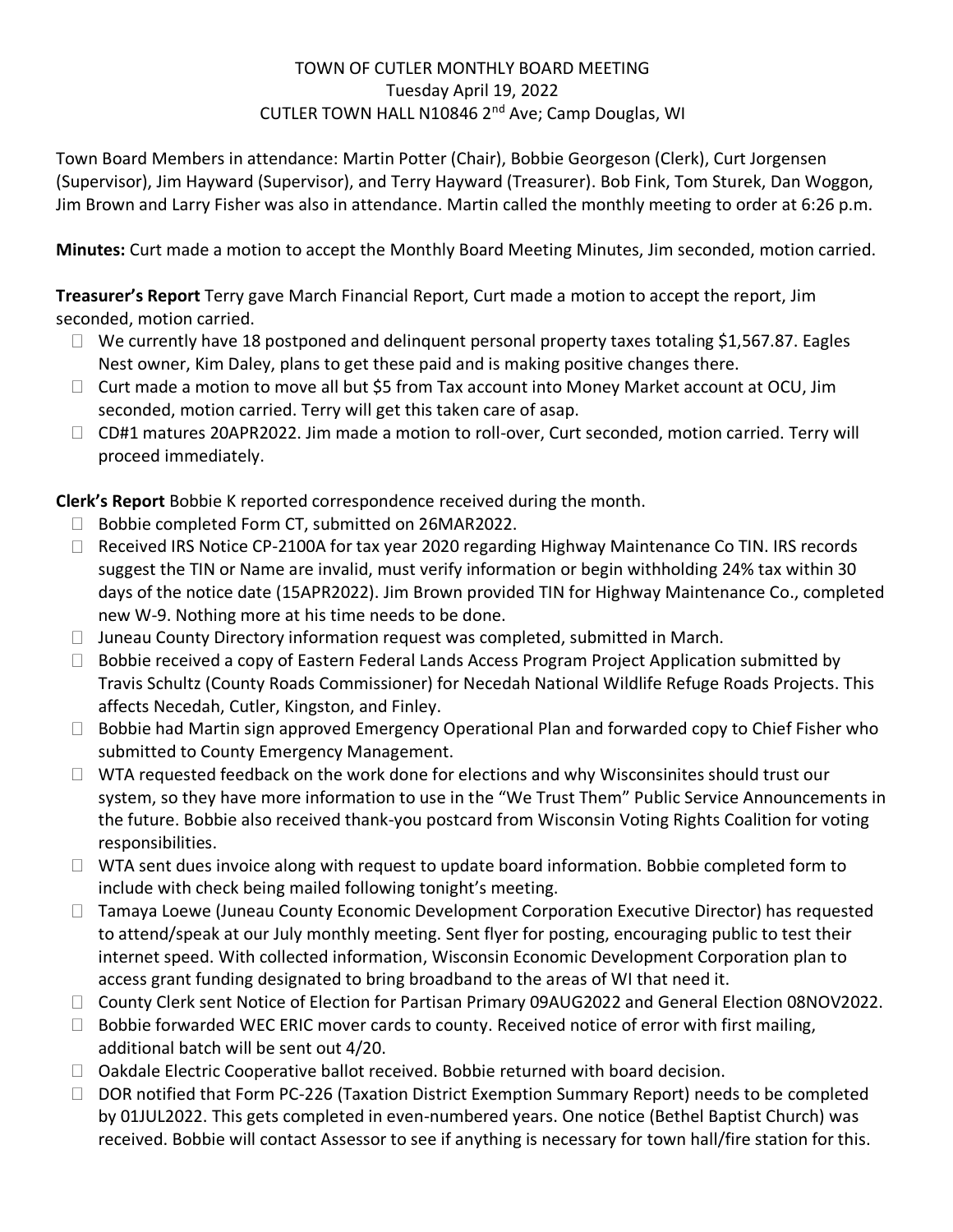# TOWN OF CUTLER MONTHLY BOARD MEETING
Tuesday April 19, 2022
CUTLER TOWN HALL N10846 2nd Ave; Camp Douglas, WI

Town Board Members in attendance: Martin Potter (Chair), Bobbie Georgeson (Clerk), Curt Jorgensen (Supervisor), Jim Hayward (Supervisor), and Terry Hayward (Treasurer). Bob Fink, Tom Sturek, Dan Woggon, Jim Brown and Larry Fisher was also in attendance. Martin called the monthly meeting to order at 6:26 p.m.

**Minutes:** Curt made a motion to accept the Monthly Board Meeting Minutes, Jim seconded, motion carried.

**Treasurer's Report** Terry gave March Financial Report, Curt made a motion to accept the report, Jim seconded, motion carried.

- We currently have 18 postponed and delinquent personal property taxes totaling $1,567.87. Eagles Nest owner, Kim Daley, plans to get these paid and is making positive changes there.
- Curt made a motion to move all but $5 from Tax account into Money Market account at OCU, Jim seconded, motion carried. Terry will get this taken care of asap.
- CD#1 matures 20APR2022. Jim made a motion to roll-over, Curt seconded, motion carried. Terry will proceed immediately.

**Clerk's Report** Bobbie K reported correspondence received during the month.

- Bobbie completed Form CT, submitted on 26MAR2022.
- Received IRS Notice CP-2100A for tax year 2020 regarding Highway Maintenance Co TIN. IRS records suggest the TIN or Name are invalid, must verify information or begin withholding 24% tax within 30 days of the notice date (15APR2022). Jim Brown provided TIN for Highway Maintenance Co., completed new W-9. Nothing more at his time needs to be done.
- Juneau County Directory information request was completed, submitted in March.
- Bobbie received a copy of Eastern Federal Lands Access Program Project Application submitted by Travis Schultz (County Roads Commissioner) for Necedah National Wildlife Refuge Roads Projects. This affects Necedah, Cutler, Kingston, and Finley.
- Bobbie had Martin sign approved Emergency Operational Plan and forwarded copy to Chief Fisher who submitted to County Emergency Management.
- WTA requested feedback on the work done for elections and why Wisconsinites should trust our system, so they have more information to use in the "We Trust Them" Public Service Announcements in the future. Bobbie also received thank-you postcard from Wisconsin Voting Rights Coalition for voting responsibilities.
- WTA sent dues invoice along with request to update board information. Bobbie completed form to include with check being mailed following tonight's meeting.
- Tamaya Loewe (Juneau County Economic Development Corporation Executive Director) has requested to attend/speak at our July monthly meeting. Sent flyer for posting, encouraging public to test their internet speed. With collected information, Wisconsin Economic Development Corporation plan to access grant funding designated to bring broadband to the areas of WI that need it.
- County Clerk sent Notice of Election for Partisan Primary 09AUG2022 and General Election 08NOV2022.
- Bobbie forwarded WEC ERIC mover cards to county. Received notice of error with first mailing, additional batch will be sent out 4/20.
- Oakdale Electric Cooperative ballot received. Bobbie returned with board decision.
- DOR notified that Form PC-226 (Taxation District Exemption Summary Report) needs to be completed by 01JUL2022. This gets completed in even-numbered years. One notice (Bethel Baptist Church) was received. Bobbie will contact Assessor to see if anything is necessary for town hall/fire station for this.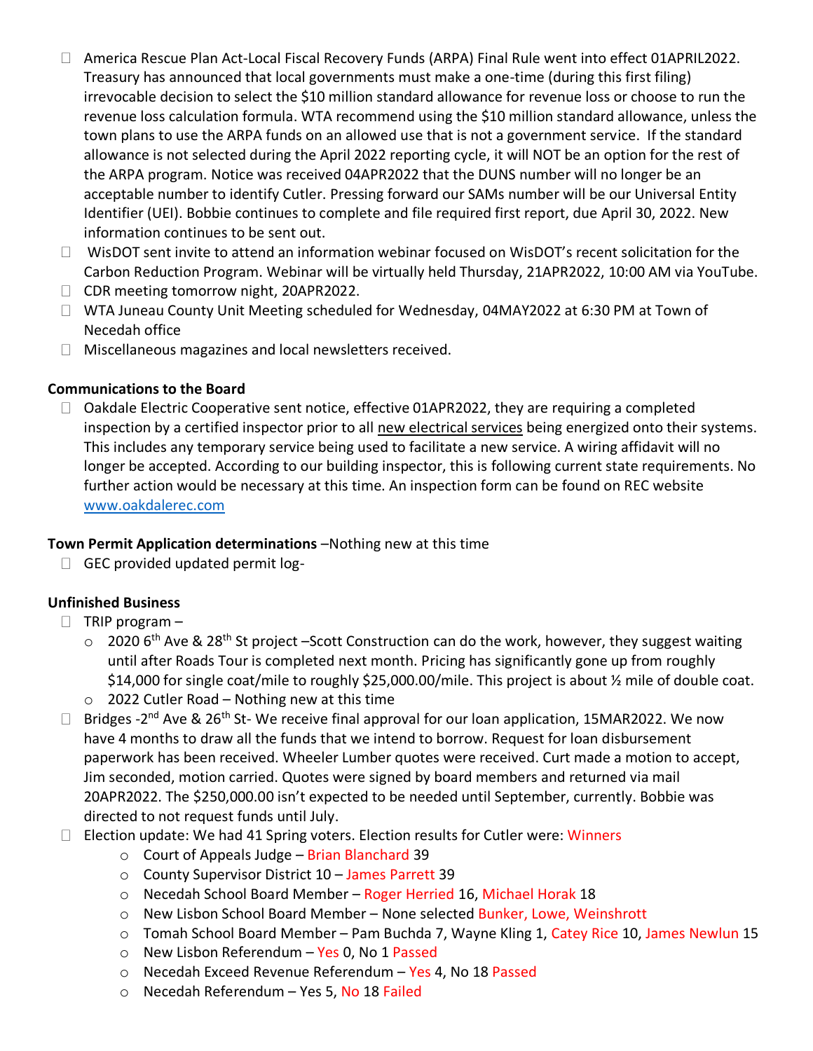- America Rescue Plan Act-Local Fiscal Recovery Funds (ARPA) Final Rule went into effect 01APRIL2022. Treasury has announced that local governments must make a one-time (during this first filing) irrevocable decision to select the $10 million standard allowance for revenue loss or choose to run the revenue loss calculation formula. WTA recommend using the $10 million standard allowance, unless the town plans to use the ARPA funds on an allowed use that is not a government service. If the standard allowance is not selected during the April 2022 reporting cycle, it will NOT be an option for the rest of the ARPA program. Notice was received 04APR2022 that the DUNS number will no longer be an acceptable number to identify Cutler. Pressing forward our SAMs number will be our Universal Entity Identifier (UEI). Bobbie continues to complete and file required first report, due April 30, 2022. New information continues to be sent out.
- WisDOT sent invite to attend an information webinar focused on WisDOT's recent solicitation for the Carbon Reduction Program. Webinar will be virtually held Thursday, 21APR2022, 10:00 AM via YouTube.
- CDR meeting tomorrow night, 20APR2022.
- WTA Juneau County Unit Meeting scheduled for Wednesday, 04MAY2022 at 6:30 PM at Town of Necedah office
- Miscellaneous magazines and local newsletters received.

**Communications to the Board**

- Oakdale Electric Cooperative sent notice, effective 01APR2022, they are requiring a completed inspection by a certified inspector prior to all new electrical services being energized onto their systems. This includes any temporary service being used to facilitate a new service. A wiring affidavit will no longer be accepted. According to our building inspector, this is following current state requirements. No further action would be necessary at this time. An inspection form can be found on REC website www.oakdalerec.com

**Town Permit Application determinations** –Nothing new at this time

- GEC provided updated permit log-

**Unfinished Business**

- TRIP program –
  - 2020 6th Ave & 28th St project –Scott Construction can do the work, however, they suggest waiting until after Roads Tour is completed next month. Pricing has significantly gone up from roughly $14,000 for single coat/mile to roughly $25,000.00/mile. This project is about ½ mile of double coat.
  - 2022 Cutler Road – Nothing new at this time
- Bridges -2nd Ave & 26th St- We receive final approval for our loan application, 15MAR2022. We now have 4 months to draw all the funds that we intend to borrow. Request for loan disbursement paperwork has been received. Wheeler Lumber quotes were received. Curt made a motion to accept, Jim seconded, motion carried. Quotes were signed by board members and returned via mail 20APR2022. The $250,000.00 isn't expected to be needed until September, currently. Bobbie was directed to not request funds until July.
- Election update: We had 41 Spring voters. Election results for Cutler were: Winners
  - Court of Appeals Judge – Brian Blanchard 39
  - County Supervisor District 10 – James Parrett 39
  - Necedah School Board Member – Roger Herried 16, Michael Horak 18
  - New Lisbon School Board Member – None selected Bunker, Lowe, Weinshrott
  - Tomah School Board Member – Pam Buchda 7, Wayne Kling 1, Catey Rice 10, James Newlun 15
  - New Lisbon Referendum – Yes 0, No 1 Passed
  - Necedah Exceed Revenue Referendum – Yes 4, No 18 Passed
  - Necedah Referendum – Yes 5, No 18 Failed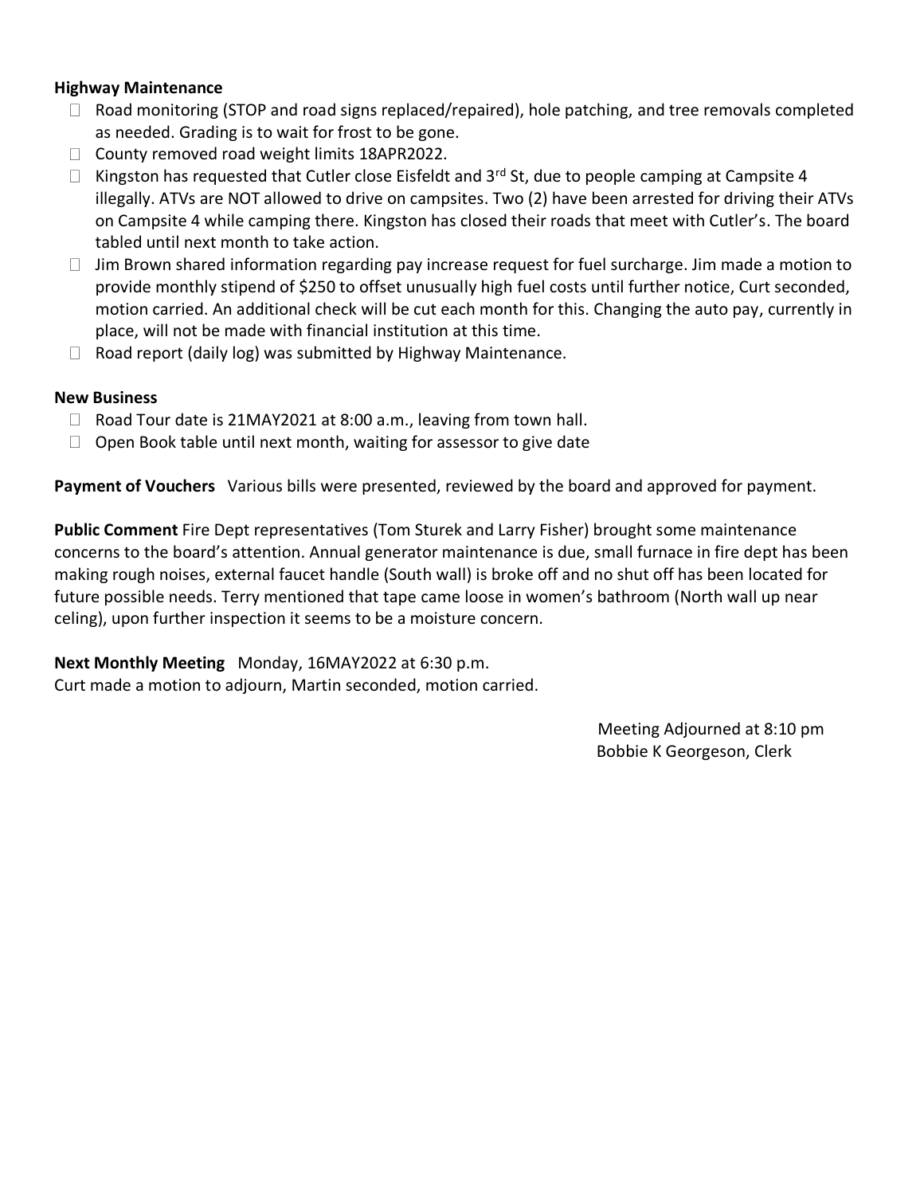**Highway Maintenance**

- Road monitoring (STOP and road signs replaced/repaired), hole patching, and tree removals completed as needed. Grading is to wait for frost to be gone.
- County removed road weight limits 18APR2022.
- Kingston has requested that Cutler close Eisfeldt and 3rd St, due to people camping at Campsite 4 illegally. ATVs are NOT allowed to drive on campsites. Two (2) have been arrested for driving their ATVs on Campsite 4 while camping there. Kingston has closed their roads that meet with Cutler's. The board tabled until next month to take action.
- Jim Brown shared information regarding pay increase request for fuel surcharge. Jim made a motion to provide monthly stipend of $250 to offset unusually high fuel costs until further notice, Curt seconded, motion carried. An additional check will be cut each month for this. Changing the auto pay, currently in place, will not be made with financial institution at this time.
- Road report (daily log) was submitted by Highway Maintenance.

**New Business**

- Road Tour date is 21MAY2021 at 8:00 a.m., leaving from town hall.
- Open Book table until next month, waiting for assessor to give date

**Payment of Vouchers** Various bills were presented, reviewed by the board and approved for payment.

**Public Comment** Fire Dept representatives (Tom Sturek and Larry Fisher) brought some maintenance concerns to the board's attention. Annual generator maintenance is due, small furnace in fire dept has been making rough noises, external faucet handle (South wall) is broke off and no shut off has been located for future possible needs. Terry mentioned that tape came loose in women's bathroom (North wall up near celing), upon further inspection it seems to be a moisture concern.

**Next Monthly Meeting** Monday, 16MAY2022 at 6:30 p.m.
Curt made a motion to adjourn, Martin seconded, motion carried.

Meeting Adjourned at 8:10 pm
Bobbie K Georgeson, Clerk